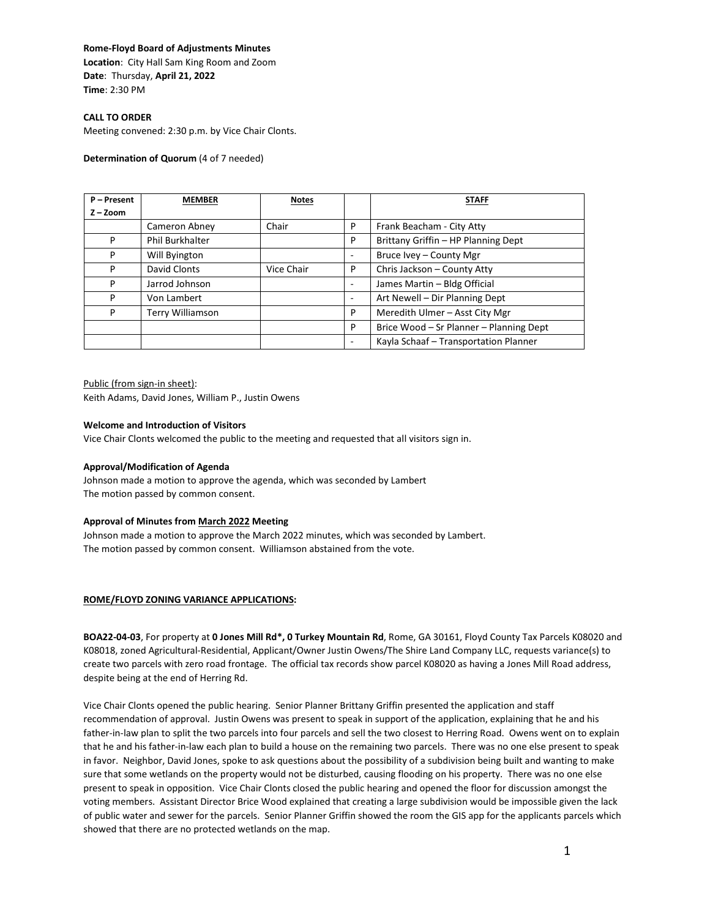**Rome-Floyd Board of Adjustments Minutes**
**Location**: City Hall Sam King Room and Zoom
**Date**: Thursday, **April 21, 2022**
**Time**: 2:30 PM

**CALL TO ORDER**
Meeting convened: 2:30 p.m. by Vice Chair Clonts.

**Determination of Quorum** (4 of 7 needed)

| P – Present Z – Zoom | MEMBER | Notes | | STAFF |
|---|---|---|---|---|
| | Cameron Abney | Chair | P | Frank Beacham - City Atty |
| P | Phil Burkhalter | | P | Brittany Griffin – HP Planning Dept |
| P | Will Byington | | - | Bruce Ivey – County Mgr |
| P | David Clonts | Vice Chair | P | Chris Jackson – County Atty |
| P | Jarrod Johnson | | - | James Martin – Bldg Official |
| P | Von Lambert | | - | Art Newell – Dir Planning Dept |
| P | Terry Williamson | | P | Meredith Ulmer – Asst City Mgr |
| | | | P | Brice Wood – Sr Planner – Planning Dept |
| | | | - | Kayla Schaaf – Transportation Planner |

Public (from sign-in sheet):
Keith Adams, David Jones, William P., Justin Owens

**Welcome and Introduction of Visitors**
Vice Chair Clonts welcomed the public to the meeting and requested that all visitors sign in.

**Approval/Modification of Agenda**
Johnson made a motion to approve the agenda, which was seconded by Lambert
The motion passed by common consent.

**Approval of Minutes from March 2022 Meeting**
Johnson made a motion to approve the March 2022 minutes, which was seconded by Lambert.
The motion passed by common consent. Williamson abstained from the vote.

**ROME/FLOYD ZONING VARIANCE APPLICATIONS:**

**BOA22-04-03**, For property at **0 Jones Mill Rd\*, 0 Turkey Mountain Rd**, Rome, GA 30161, Floyd County Tax Parcels K08020 and K08018, zoned Agricultural-Residential, Applicant/Owner Justin Owens/The Shire Land Company LLC, requests variance(s) to create two parcels with zero road frontage. The official tax records show parcel K08020 as having a Jones Mill Road address, despite being at the end of Herring Rd.

Vice Chair Clonts opened the public hearing. Senior Planner Brittany Griffin presented the application and staff recommendation of approval. Justin Owens was present to speak in support of the application, explaining that he and his father-in-law plan to split the two parcels into four parcels and sell the two closest to Herring Road. Owens went on to explain that he and his father-in-law each plan to build a house on the remaining two parcels. There was no one else present to speak in favor. Neighbor, David Jones, spoke to ask questions about the possibility of a subdivision being built and wanting to make sure that some wetlands on the property would not be disturbed, causing flooding on his property. There was no one else present to speak in opposition. Vice Chair Clonts closed the public hearing and opened the floor for discussion amongst the voting members. Assistant Director Brice Wood explained that creating a large subdivision would be impossible given the lack of public water and sewer for the parcels. Senior Planner Griffin showed the room the GIS app for the applicants parcels which showed that there are no protected wetlands on the map.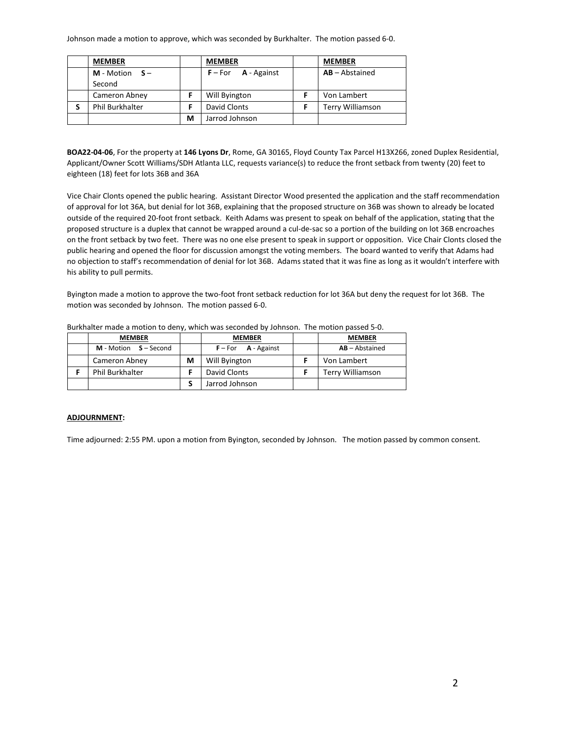Johnson made a motion to approve, which was seconded by Burkhalter. The motion passed 6-0.

| | MEMBER | | MEMBER | | MEMBER |
|---|---|---|---|---|---|
| | **M** - Motion **S** – Second | | **F** – For **A** - Against | | **AB** – Abstained |
| | Cameron Abney | **F** | Will Byington | **F** | Von Lambert |
| **S** | Phil Burkhalter | **F** | David Clonts | **F** | Terry Williamson |
| | | **M** | Jarrod Johnson | | |

**BOA22-04-06**, For the property at **146 Lyons Dr**, Rome, GA 30165, Floyd County Tax Parcel H13X266, zoned Duplex Residential, Applicant/Owner Scott Williams/SDH Atlanta LLC, requests variance(s) to reduce the front setback from twenty (20) feet to eighteen (18) feet for lots 36B and 36A

Vice Chair Clonts opened the public hearing. Assistant Director Wood presented the application and the staff recommendation of approval for lot 36A, but denial for lot 36B, explaining that the proposed structure on 36B was shown to already be located outside of the required 20-foot front setback. Keith Adams was present to speak on behalf of the application, stating that the proposed structure is a duplex that cannot be wrapped around a cul-de-sac so a portion of the building on lot 36B encroaches on the front setback by two feet. There was no one else present to speak in support or opposition. Vice Chair Clonts closed the public hearing and opened the floor for discussion amongst the voting members. The board wanted to verify that Adams had no objection to staff's recommendation of denial for lot 36B. Adams stated that it was fine as long as it wouldn't interfere with his ability to pull permits.

Byington made a motion to approve the two-foot front setback reduction for lot 36A but deny the request for lot 36B. The motion was seconded by Johnson. The motion passed 6-0.

Burkhalter made a motion to deny, which was seconded by Johnson. The motion passed 5-0.

| | MEMBER | | MEMBER | | MEMBER |
|---|---|---|---|---|---|
| | **M** - Motion **S** – Second | | **F** – For **A** - Against | | **AB** – Abstained |
| | Cameron Abney | **M** | Will Byington | **F** | Von Lambert |
| **F** | Phil Burkhalter | **F** | David Clonts | **F** | Terry Williamson |
| | | **S** | Jarrod Johnson | | |

**ADJOURNMENT:**

Time adjourned: 2:55 PM. upon a motion from Byington, seconded by Johnson. The motion passed by common consent.